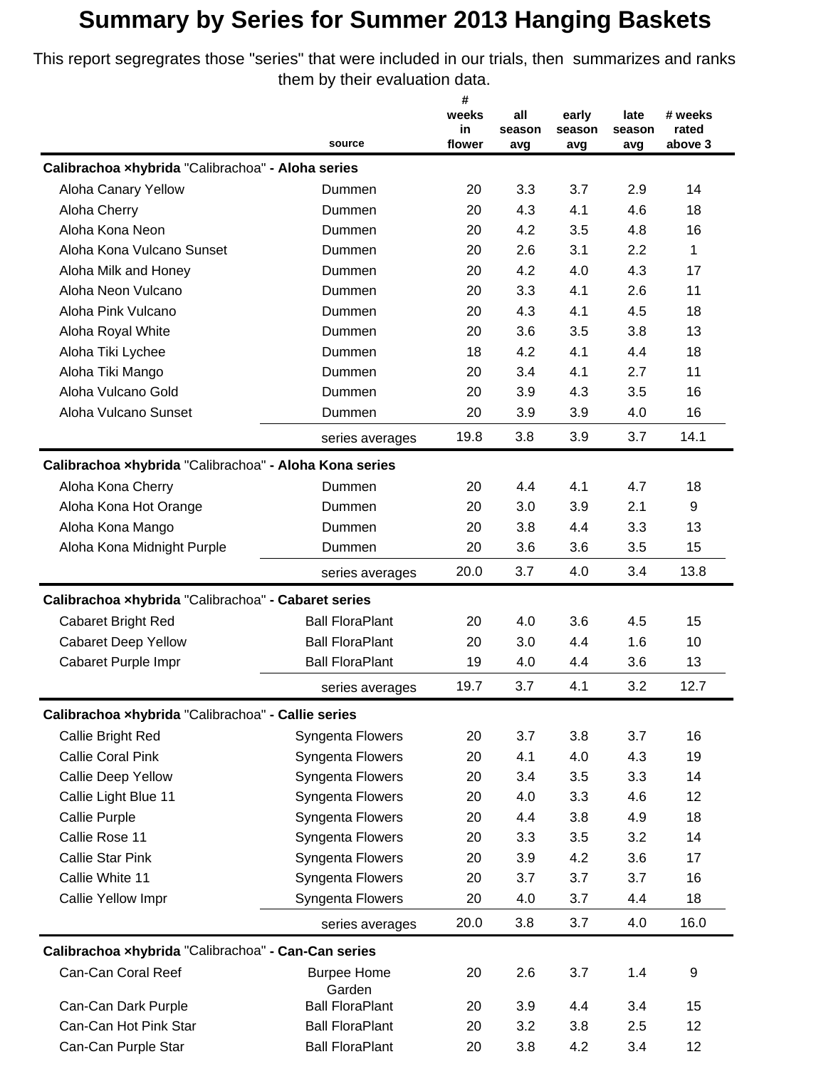# Summary by Series for Summer 2013 Hanging Baskets

This report segregrates those "series" that were included in our trials, then summarizes and ranks them by their evaluation data.

| | source | # weeks in flower | all season avg | early season avg | late season avg | # weeks rated above 3 |
|---|---|---|---|---|---|---|
| **Calibrachoa ×hybrida** "Calibrachoa" **- Aloha series** | | | | | | |
| Aloha Canary Yellow | Dummen | 20 | 3.3 | 3.7 | 2.9 | 14 |
| Aloha Cherry | Dummen | 20 | 4.3 | 4.1 | 4.6 | 18 |
| Aloha Kona Neon | Dummen | 20 | 4.2 | 3.5 | 4.8 | 16 |
| Aloha Kona Vulcano Sunset | Dummen | 20 | 2.6 | 3.1 | 2.2 | 1 |
| Aloha Milk and Honey | Dummen | 20 | 4.2 | 4.0 | 4.3 | 17 |
| Aloha Neon Vulcano | Dummen | 20 | 3.3 | 4.1 | 2.6 | 11 |
| Aloha Pink Vulcano | Dummen | 20 | 4.3 | 4.1 | 4.5 | 18 |
| Aloha Royal White | Dummen | 20 | 3.6 | 3.5 | 3.8 | 13 |
| Aloha Tiki Lychee | Dummen | 18 | 4.2 | 4.1 | 4.4 | 18 |
| Aloha Tiki Mango | Dummen | 20 | 3.4 | 4.1 | 2.7 | 11 |
| Aloha Vulcano Gold | Dummen | 20 | 3.9 | 4.3 | 3.5 | 16 |
| Aloha Vulcano Sunset | Dummen | 20 | 3.9 | 3.9 | 4.0 | 16 |
| | series averages | 19.8 | 3.8 | 3.9 | 3.7 | 14.1 |
| **Calibrachoa ×hybrida** "Calibrachoa" **- Aloha Kona series** | | | | | | |
| Aloha Kona Cherry | Dummen | 20 | 4.4 | 4.1 | 4.7 | 18 |
| Aloha Kona Hot Orange | Dummen | 20 | 3.0 | 3.9 | 2.1 | 9 |
| Aloha Kona Mango | Dummen | 20 | 3.8 | 4.4 | 3.3 | 13 |
| Aloha Kona Midnight Purple | Dummen | 20 | 3.6 | 3.6 | 3.5 | 15 |
| | series averages | 20.0 | 3.7 | 4.0 | 3.4 | 13.8 |
| **Calibrachoa ×hybrida** "Calibrachoa" **- Cabaret series** | | | | | | |
| Cabaret Bright Red | Ball FloraPlant | 20 | 4.0 | 3.6 | 4.5 | 15 |
| Cabaret Deep Yellow | Ball FloraPlant | 20 | 3.0 | 4.4 | 1.6 | 10 |
| Cabaret Purple Impr | Ball FloraPlant | 19 | 4.0 | 4.4 | 3.6 | 13 |
| | series averages | 19.7 | 3.7 | 4.1 | 3.2 | 12.7 |
| **Calibrachoa ×hybrida** "Calibrachoa" **- Callie series** | | | | | | |
| Callie Bright Red | Syngenta Flowers | 20 | 3.7 | 3.8 | 3.7 | 16 |
| Callie Coral Pink | Syngenta Flowers | 20 | 4.1 | 4.0 | 4.3 | 19 |
| Callie Deep Yellow | Syngenta Flowers | 20 | 3.4 | 3.5 | 3.3 | 14 |
| Callie Light Blue 11 | Syngenta Flowers | 20 | 4.0 | 3.3 | 4.6 | 12 |
| Callie Purple | Syngenta Flowers | 20 | 4.4 | 3.8 | 4.9 | 18 |
| Callie Rose 11 | Syngenta Flowers | 20 | 3.3 | 3.5 | 3.2 | 14 |
| Callie Star Pink | Syngenta Flowers | 20 | 3.9 | 4.2 | 3.6 | 17 |
| Callie White 11 | Syngenta Flowers | 20 | 3.7 | 3.7 | 3.7 | 16 |
| Callie Yellow Impr | Syngenta Flowers | 20 | 4.0 | 3.7 | 4.4 | 18 |
| | series averages | 20.0 | 3.8 | 3.7 | 4.0 | 16.0 |
| **Calibrachoa ×hybrida** "Calibrachoa" **- Can-Can series** | | | | | | |
| Can-Can Coral Reef | Burpee Home Garden | 20 | 2.6 | 3.7 | 1.4 | 9 |
| Can-Can Dark Purple | Ball FloraPlant | 20 | 3.9 | 4.4 | 3.4 | 15 |
| Can-Can Hot Pink Star | Ball FloraPlant | 20 | 3.2 | 3.8 | 2.5 | 12 |
| Can-Can Purple Star | Ball FloraPlant | 20 | 3.8 | 4.2 | 3.4 | 12 |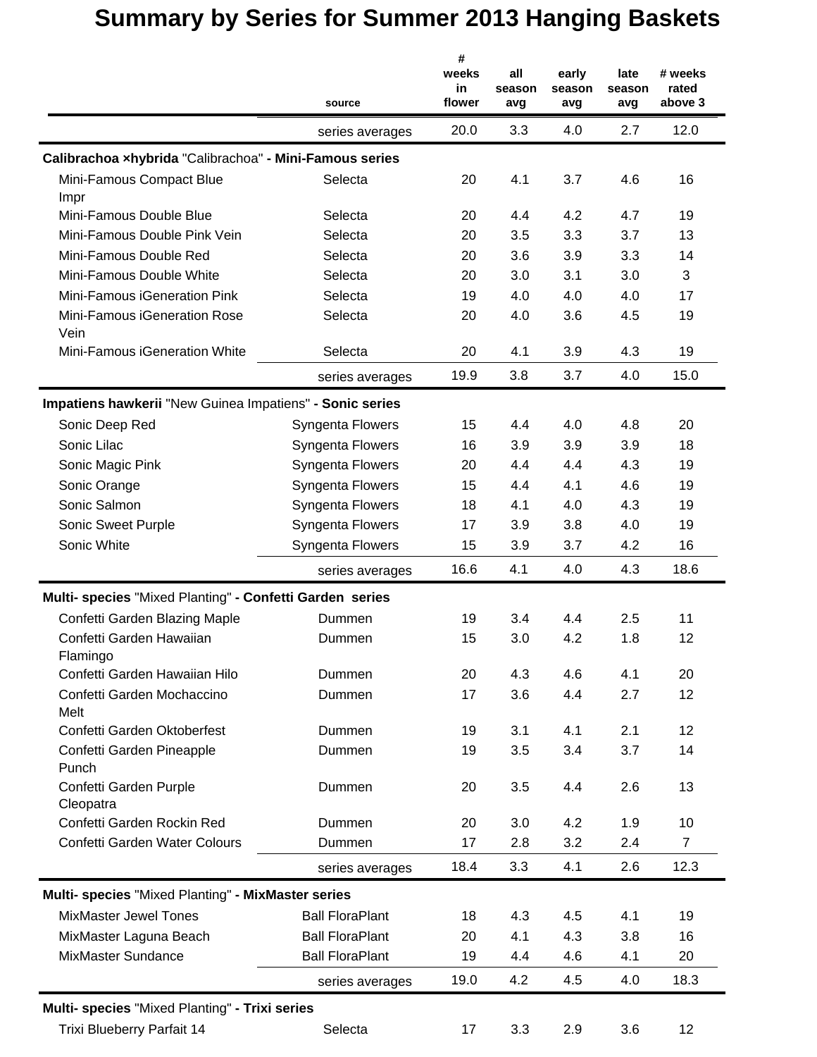# Summary by Series for Summer 2013 Hanging Baskets

| | source | # weeks in flower | all season avg | early season avg | late season avg | # weeks rated above 3 |
|---|---|---|---|---|---|---|
| | series averages | 20.0 | 3.3 | 4.0 | 2.7 | 12.0 |
| **Calibrachoa ×hybrida** "Calibrachoa" **- Mini-Famous series** | | | | | | |
| Mini-Famous Compact Blue Impr | Selecta | 20 | 4.1 | 3.7 | 4.6 | 16 |
| Mini-Famous Double Blue | Selecta | 20 | 4.4 | 4.2 | 4.7 | 19 |
| Mini-Famous Double Pink Vein | Selecta | 20 | 3.5 | 3.3 | 3.7 | 13 |
| Mini-Famous Double Red | Selecta | 20 | 3.6 | 3.9 | 3.3 | 14 |
| Mini-Famous Double White | Selecta | 20 | 3.0 | 3.1 | 3.0 | 3 |
| Mini-Famous iGeneration Pink | Selecta | 19 | 4.0 | 4.0 | 4.0 | 17 |
| Mini-Famous iGeneration Rose Vein | Selecta | 20 | 4.0 | 3.6 | 4.5 | 19 |
| Mini-Famous iGeneration White | Selecta | 20 | 4.1 | 3.9 | 4.3 | 19 |
| | series averages | 19.9 | 3.8 | 3.7 | 4.0 | 15.0 |
| **Impatiens hawkerii** "New Guinea Impatiens" **- Sonic series** | | | | | | |
| Sonic Deep Red | Syngenta Flowers | 15 | 4.4 | 4.0 | 4.8 | 20 |
| Sonic Lilac | Syngenta Flowers | 16 | 3.9 | 3.9 | 3.9 | 18 |
| Sonic Magic Pink | Syngenta Flowers | 20 | 4.4 | 4.4 | 4.3 | 19 |
| Sonic Orange | Syngenta Flowers | 15 | 4.4 | 4.1 | 4.6 | 19 |
| Sonic Salmon | Syngenta Flowers | 18 | 4.1 | 4.0 | 4.3 | 19 |
| Sonic Sweet Purple | Syngenta Flowers | 17 | 3.9 | 3.8 | 4.0 | 19 |
| Sonic White | Syngenta Flowers | 15 | 3.9 | 3.7 | 4.2 | 16 |
| | series averages | 16.6 | 4.1 | 4.0 | 4.3 | 18.6 |
| **Multi- species** "Mixed Planting" **- Confetti Garden series** | | | | | | |
| Confetti Garden Blazing Maple | Dummen | 19 | 3.4 | 4.4 | 2.5 | 11 |
| Confetti Garden Hawaiian Flamingo | Dummen | 15 | 3.0 | 4.2 | 1.8 | 12 |
| Confetti Garden Hawaiian Hilo | Dummen | 20 | 4.3 | 4.6 | 4.1 | 20 |
| Confetti Garden Mochaccino Melt | Dummen | 17 | 3.6 | 4.4 | 2.7 | 12 |
| Confetti Garden Oktoberfest | Dummen | 19 | 3.1 | 4.1 | 2.1 | 12 |
| Confetti Garden Pineapple Punch | Dummen | 19 | 3.5 | 3.4 | 3.7 | 14 |
| Confetti Garden Purple Cleopatra | Dummen | 20 | 3.5 | 4.4 | 2.6 | 13 |
| Confetti Garden Rockin Red | Dummen | 20 | 3.0 | 4.2 | 1.9 | 10 |
| Confetti Garden Water Colours | Dummen | 17 | 2.8 | 3.2 | 2.4 | 7 |
| | series averages | 18.4 | 3.3 | 4.1 | 2.6 | 12.3 |
| **Multi- species** "Mixed Planting" **- MixMaster series** | | | | | | |
| MixMaster Jewel Tones | Ball FloraPlant | 18 | 4.3 | 4.5 | 4.1 | 19 |
| MixMaster Laguna Beach | Ball FloraPlant | 20 | 4.1 | 4.3 | 3.8 | 16 |
| MixMaster Sundance | Ball FloraPlant | 19 | 4.4 | 4.6 | 4.1 | 20 |
| | series averages | 19.0 | 4.2 | 4.5 | 4.0 | 18.3 |
| **Multi- species** "Mixed Planting" **- Trixi series** | | | | | | |
| Trixi Blueberry Parfait 14 | Selecta | 17 | 3.3 | 2.9 | 3.6 | 12 |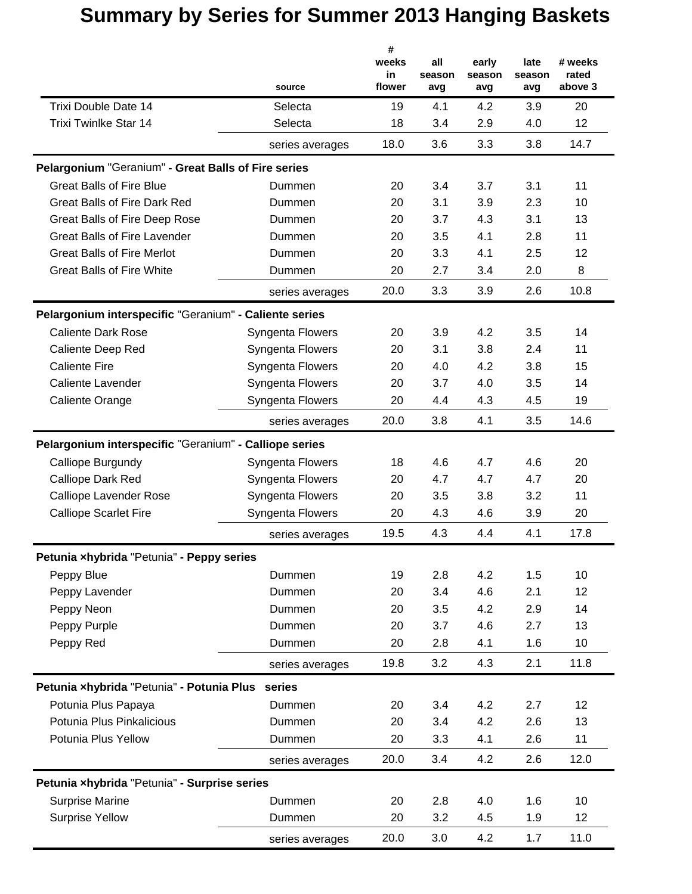# Summary by Series for Summer 2013 Hanging Baskets

| | source | # weeks in flower | all season avg | early season avg | late season avg | # weeks rated above 3 |
|---|---|---|---|---|---|---|
| Trixi Double Date 14 | Selecta | 19 | 4.1 | 4.2 | 3.9 | 20 |
| Trixi Twinlke Star 14 | Selecta | 18 | 3.4 | 2.9 | 4.0 | 12 |
| | series averages | 18.0 | 3.6 | 3.3 | 3.8 | 14.7 |
| **Pelargonium** "Geranium" **- Great Balls of Fire series** | | | | | | |
| Great Balls of Fire Blue | Dummen | 20 | 3.4 | 3.7 | 3.1 | 11 |
| Great Balls of Fire Dark Red | Dummen | 20 | 3.1 | 3.9 | 2.3 | 10 |
| Great Balls of Fire Deep Rose | Dummen | 20 | 3.7 | 4.3 | 3.1 | 13 |
| Great Balls of Fire Lavender | Dummen | 20 | 3.5 | 4.1 | 2.8 | 11 |
| Great Balls of Fire Merlot | Dummen | 20 | 3.3 | 4.1 | 2.5 | 12 |
| Great Balls of Fire White | Dummen | 20 | 2.7 | 3.4 | 2.0 | 8 |
| | series averages | 20.0 | 3.3 | 3.9 | 2.6 | 10.8 |
| **Pelargonium interspecific** "Geranium" **- Caliente series** | | | | | | |
| Caliente Dark Rose | Syngenta Flowers | 20 | 3.9 | 4.2 | 3.5 | 14 |
| Caliente Deep Red | Syngenta Flowers | 20 | 3.1 | 3.8 | 2.4 | 11 |
| Caliente Fire | Syngenta Flowers | 20 | 4.0 | 4.2 | 3.8 | 15 |
| Caliente Lavender | Syngenta Flowers | 20 | 3.7 | 4.0 | 3.5 | 14 |
| Caliente Orange | Syngenta Flowers | 20 | 4.4 | 4.3 | 4.5 | 19 |
| | series averages | 20.0 | 3.8 | 4.1 | 3.5 | 14.6 |
| **Pelargonium interspecific** "Geranium" **- Calliope series** | | | | | | |
| Calliope Burgundy | Syngenta Flowers | 18 | 4.6 | 4.7 | 4.6 | 20 |
| Calliope Dark Red | Syngenta Flowers | 20 | 4.7 | 4.7 | 4.7 | 20 |
| Calliope Lavender Rose | Syngenta Flowers | 20 | 3.5 | 3.8 | 3.2 | 11 |
| Calliope Scarlet Fire | Syngenta Flowers | 20 | 4.3 | 4.6 | 3.9 | 20 |
| | series averages | 19.5 | 4.3 | 4.4 | 4.1 | 17.8 |
| **Petunia ×hybrida** "Petunia" **- Peppy series** | | | | | | |
| Peppy Blue | Dummen | 19 | 2.8 | 4.2 | 1.5 | 10 |
| Peppy Lavender | Dummen | 20 | 3.4 | 4.6 | 2.1 | 12 |
| Peppy Neon | Dummen | 20 | 3.5 | 4.2 | 2.9 | 14 |
| Peppy Purple | Dummen | 20 | 3.7 | 4.6 | 2.7 | 13 |
| Peppy Red | Dummen | 20 | 2.8 | 4.1 | 1.6 | 10 |
| | series averages | 19.8 | 3.2 | 4.3 | 2.1 | 11.8 |
| **Petunia ×hybrida** "Petunia" **- Potunia Plus series** | | | | | | |
| Potunia Plus Papaya | Dummen | 20 | 3.4 | 4.2 | 2.7 | 12 |
| Potunia Plus Pinkalicious | Dummen | 20 | 3.4 | 4.2 | 2.6 | 13 |
| Potunia Plus Yellow | Dummen | 20 | 3.3 | 4.1 | 2.6 | 11 |
| | series averages | 20.0 | 3.4 | 4.2 | 2.6 | 12.0 |
| **Petunia ×hybrida** "Petunia" **- Surprise series** | | | | | | |
| Surprise Marine | Dummen | 20 | 2.8 | 4.0 | 1.6 | 10 |
| Surprise Yellow | Dummen | 20 | 3.2 | 4.5 | 1.9 | 12 |
| | series averages | 20.0 | 3.0 | 4.2 | 1.7 | 11.0 |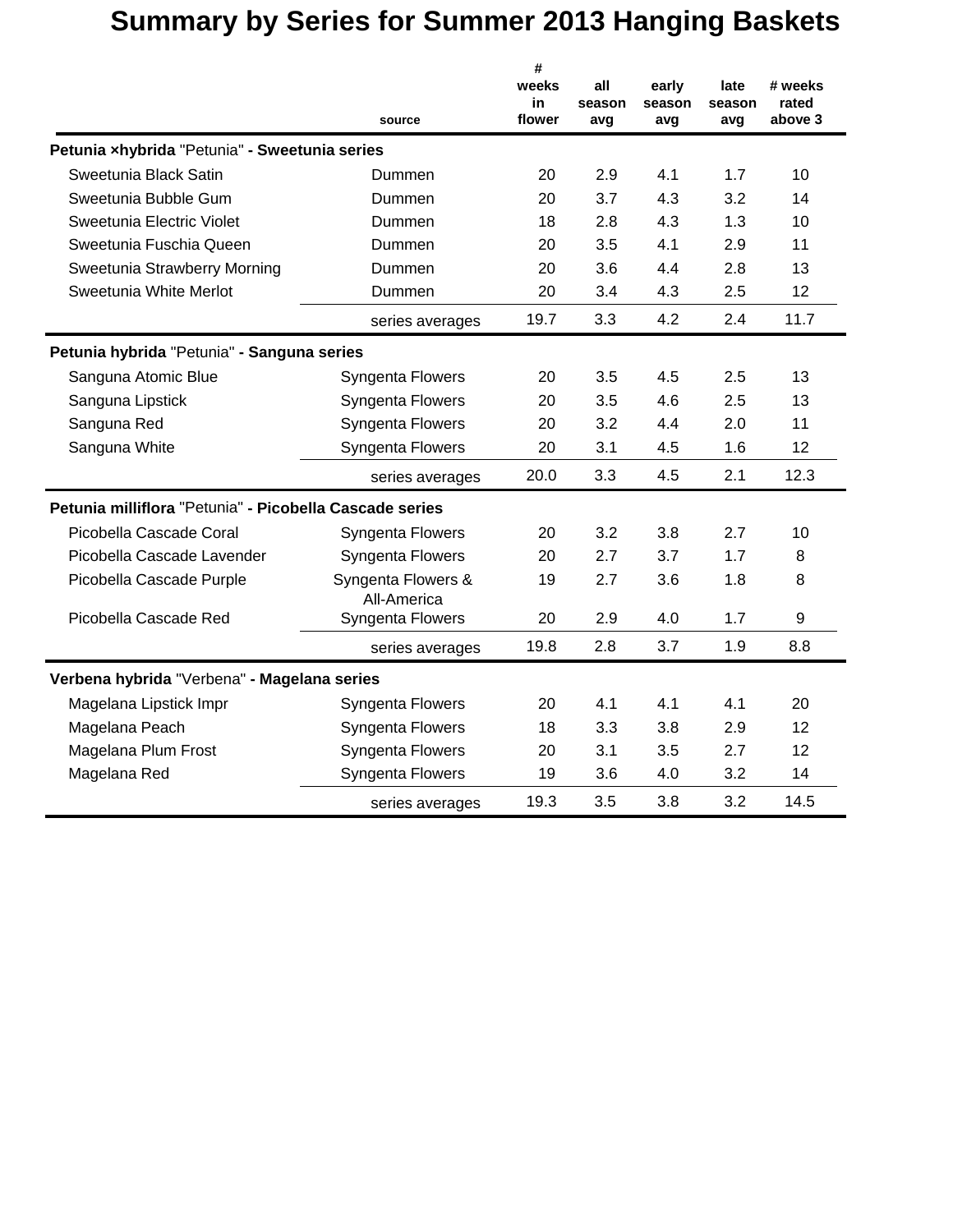# Summary by Series for Summer 2013 Hanging Baskets

| | source | # weeks in flower | all season avg | early season avg | late season avg | # weeks rated above 3 |
|---|---|---|---|---|---|---|
| **Petunia ×hybrida** "Petunia" **- Sweetunia series** | | | | | | |
| Sweetunia Black Satin | Dummen | 20 | 2.9 | 4.1 | 1.7 | 10 |
| Sweetunia Bubble Gum | Dummen | 20 | 3.7 | 4.3 | 3.2 | 14 |
| Sweetunia Electric Violet | Dummen | 18 | 2.8 | 4.3 | 1.3 | 10 |
| Sweetunia Fuschia Queen | Dummen | 20 | 3.5 | 4.1 | 2.9 | 11 |
| Sweetunia Strawberry Morning | Dummen | 20 | 3.6 | 4.4 | 2.8 | 13 |
| Sweetunia White Merlot | Dummen | 20 | 3.4 | 4.3 | 2.5 | 12 |
| | series averages | 19.7 | 3.3 | 4.2 | 2.4 | 11.7 |
| **Petunia hybrida** "Petunia" **- Sanguna series** | | | | | | |
| Sanguna Atomic Blue | Syngenta Flowers | 20 | 3.5 | 4.5 | 2.5 | 13 |
| Sanguna Lipstick | Syngenta Flowers | 20 | 3.5 | 4.6 | 2.5 | 13 |
| Sanguna Red | Syngenta Flowers | 20 | 3.2 | 4.4 | 2.0 | 11 |
| Sanguna White | Syngenta Flowers | 20 | 3.1 | 4.5 | 1.6 | 12 |
| | series averages | 20.0 | 3.3 | 4.5 | 2.1 | 12.3 |
| **Petunia milliflora** "Petunia" **- Picobella Cascade series** | | | | | | |
| Picobella Cascade Coral | Syngenta Flowers | 20 | 3.2 | 3.8 | 2.7 | 10 |
| Picobella Cascade Lavender | Syngenta Flowers | 20 | 2.7 | 3.7 | 1.7 | 8 |
| Picobella Cascade Purple | Syngenta Flowers & All-America | 19 | 2.7 | 3.6 | 1.8 | 8 |
| Picobella Cascade Red | Syngenta Flowers | 20 | 2.9 | 4.0 | 1.7 | 9 |
| | series averages | 19.8 | 2.8 | 3.7 | 1.9 | 8.8 |
| **Verbena hybrida** "Verbena" **- Magelana series** | | | | | | |
| Magelana Lipstick Impr | Syngenta Flowers | 20 | 4.1 | 4.1 | 4.1 | 20 |
| Magelana Peach | Syngenta Flowers | 18 | 3.3 | 3.8 | 2.9 | 12 |
| Magelana Plum Frost | Syngenta Flowers | 20 | 3.1 | 3.5 | 2.7 | 12 |
| Magelana Red | Syngenta Flowers | 19 | 3.6 | 4.0 | 3.2 | 14 |
| | series averages | 19.3 | 3.5 | 3.8 | 3.2 | 14.5 |